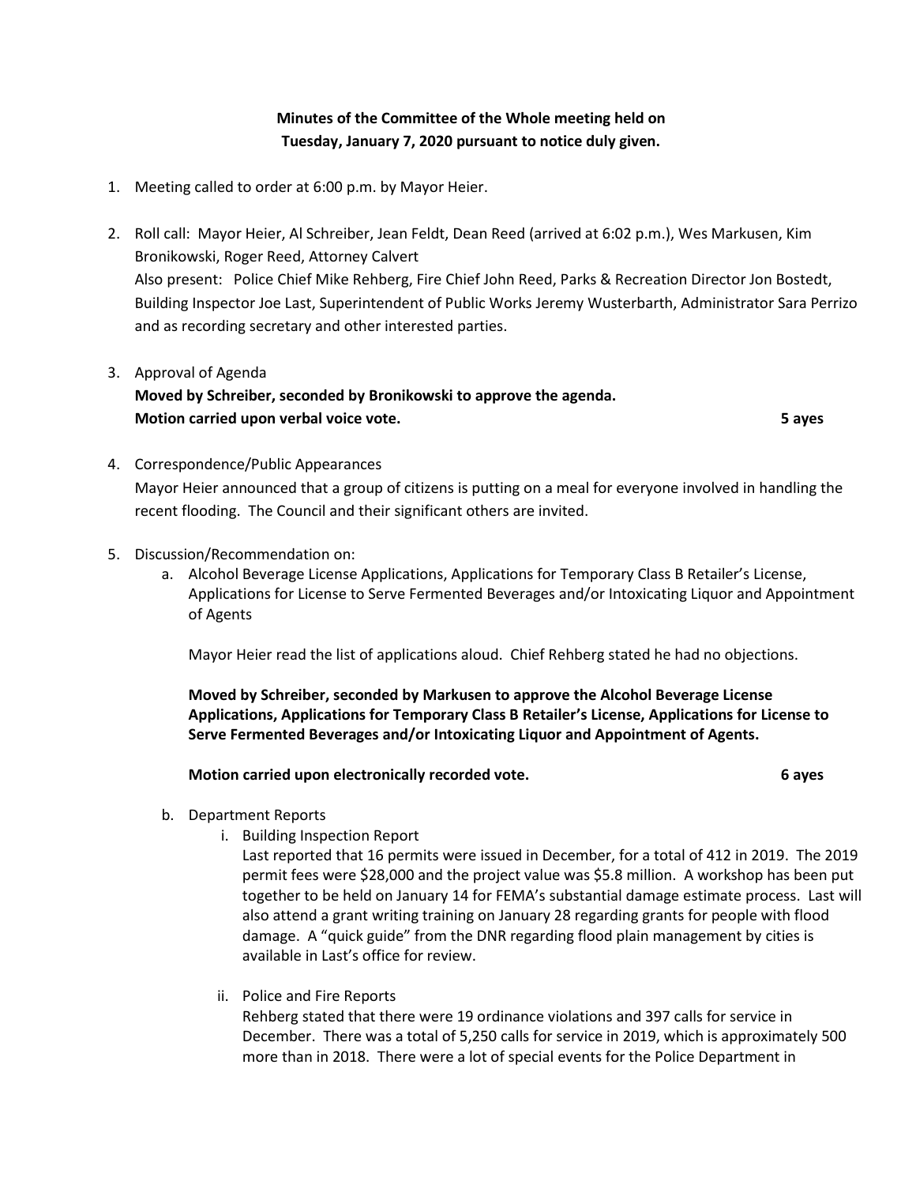**Minutes of the Committee of the Whole meeting held on Tuesday, January 7, 2020 pursuant to notice duly given.**

1. Meeting called to order at 6:00 p.m. by Mayor Heier.

2. Roll call: Mayor Heier, Al Schreiber, Jean Feldt, Dean Reed (arrived at 6:02 p.m.), Wes Markusen, Kim Bronikowski, Roger Reed, Attorney Calvert
   Also present: Police Chief Mike Rehberg, Fire Chief John Reed, Parks & Recreation Director Jon Bostedt, Building Inspector Joe Last, Superintendent of Public Works Jeremy Wusterbarth, Administrator Sara Perrizo and as recording secretary and other interested parties.

3. Approval of Agenda
   **Moved by Schreiber, seconded by Bronikowski to approve the agenda.**
   **Motion carried upon verbal voice vote. 5 ayes**

4. Correspondence/Public Appearances
   Mayor Heier announced that a group of citizens is putting on a meal for everyone involved in handling the recent flooding. The Council and their significant others are invited.

5. Discussion/Recommendation on:
   a. Alcohol Beverage License Applications, Applications for Temporary Class B Retailer's License, Applications for License to Serve Fermented Beverages and/or Intoxicating Liquor and Appointment of Agents

      Mayor Heier read the list of applications aloud. Chief Rehberg stated he had no objections.

      **Moved by Schreiber, seconded by Markusen to approve the Alcohol Beverage License Applications, Applications for Temporary Class B Retailer's License, Applications for License to Serve Fermented Beverages and/or Intoxicating Liquor and Appointment of Agents.**

      **Motion carried upon electronically recorded vote. 6 ayes**

   b. Department Reports
      i. Building Inspection Report
         Last reported that 16 permits were issued in December, for a total of 412 in 2019. The 2019 permit fees were $28,000 and the project value was $5.8 million. A workshop has been put together to be held on January 14 for FEMA's substantial damage estimate process. Last will also attend a grant writing training on January 28 regarding grants for people with flood damage. A "quick guide" from the DNR regarding flood plain management by cities is available in Last's office for review.

      ii. Police and Fire Reports
         Rehberg stated that there were 19 ordinance violations and 397 calls for service in December. There was a total of 5,250 calls for service in 2019, which is approximately 500 more than in 2018. There were a lot of special events for the Police Department in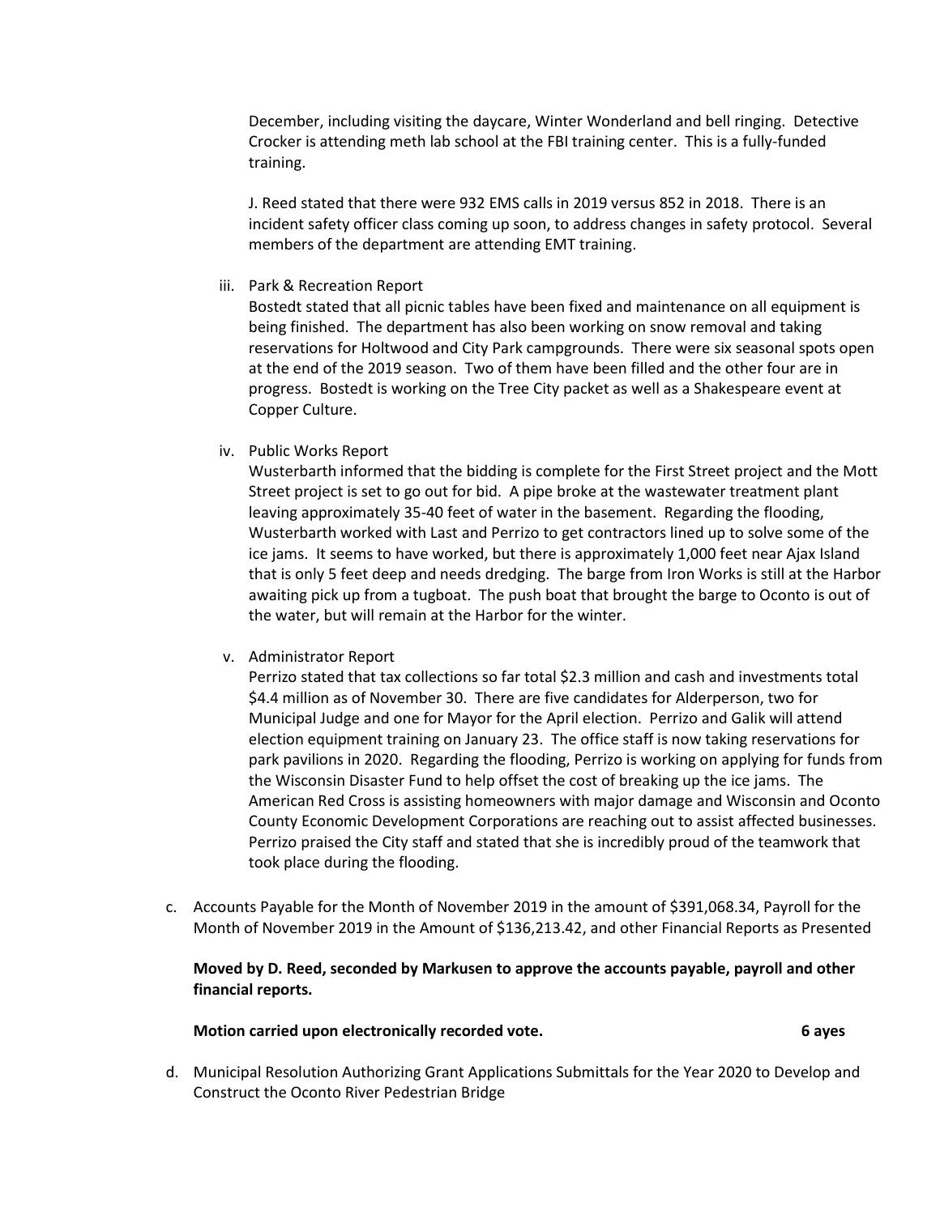December, including visiting the daycare, Winter Wonderland and bell ringing. Detective Crocker is attending meth lab school at the FBI training center. This is a fully-funded training.

J. Reed stated that there were 932 EMS calls in 2019 versus 852 in 2018. There is an incident safety officer class coming up soon, to address changes in safety protocol. Several members of the department are attending EMT training.

iii. Park & Recreation Report

Bostedt stated that all picnic tables have been fixed and maintenance on all equipment is being finished. The department has also been working on snow removal and taking reservations for Holtwood and City Park campgrounds. There were six seasonal spots open at the end of the 2019 season. Two of them have been filled and the other four are in progress. Bostedt is working on the Tree City packet as well as a Shakespeare event at Copper Culture.

iv. Public Works Report

Wusterbarth informed that the bidding is complete for the First Street project and the Mott Street project is set to go out for bid. A pipe broke at the wastewater treatment plant leaving approximately 35-40 feet of water in the basement. Regarding the flooding, Wusterbarth worked with Last and Perrizo to get contractors lined up to solve some of the ice jams. It seems to have worked, but there is approximately 1,000 feet near Ajax Island that is only 5 feet deep and needs dredging. The barge from Iron Works is still at the Harbor awaiting pick up from a tugboat. The push boat that brought the barge to Oconto is out of the water, but will remain at the Harbor for the winter.

v. Administrator Report

Perrizo stated that tax collections so far total $2.3 million and cash and investments total $4.4 million as of November 30. There are five candidates for Alderperson, two for Municipal Judge and one for Mayor for the April election. Perrizo and Galik will attend election equipment training on January 23. The office staff is now taking reservations for park pavilions in 2020. Regarding the flooding, Perrizo is working on applying for funds from the Wisconsin Disaster Fund to help offset the cost of breaking up the ice jams. The American Red Cross is assisting homeowners with major damage and Wisconsin and Oconto County Economic Development Corporations are reaching out to assist affected businesses. Perrizo praised the City staff and stated that she is incredibly proud of the teamwork that took place during the flooding.

c. Accounts Payable for the Month of November 2019 in the amount of $391,068.34, Payroll for the Month of November 2019 in the Amount of $136,213.42, and other Financial Reports as Presented

**Moved by D. Reed, seconded by Markusen to approve the accounts payable, payroll and other financial reports.**

**Motion carried upon electronically recorded vote. 6 ayes**

d. Municipal Resolution Authorizing Grant Applications Submittals for the Year 2020 to Develop and Construct the Oconto River Pedestrian Bridge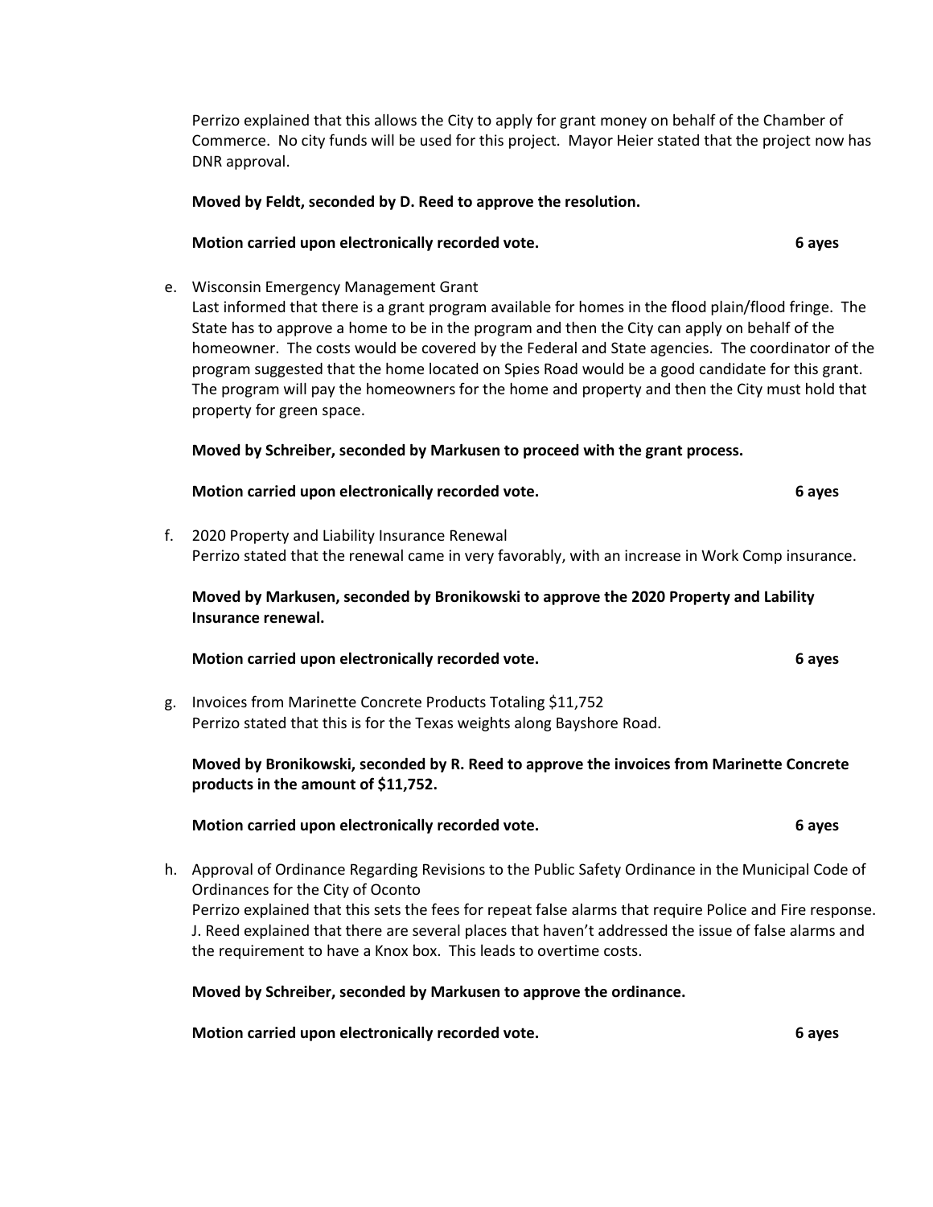Perrizo explained that this allows the City to apply for grant money on behalf of the Chamber of Commerce. No city funds will be used for this project. Mayor Heier stated that the project now has DNR approval.

**Moved by Feldt, seconded by D. Reed to approve the resolution.**

**Motion carried upon electronically recorded vote. 6 ayes**

e. Wisconsin Emergency Management Grant
Last informed that there is a grant program available for homes in the flood plain/flood fringe. The State has to approve a home to be in the program and then the City can apply on behalf of the homeowner. The costs would be covered by the Federal and State agencies. The coordinator of the program suggested that the home located on Spies Road would be a good candidate for this grant. The program will pay the homeowners for the home and property and then the City must hold that property for green space.

**Moved by Schreiber, seconded by Markusen to proceed with the grant process.**

**Motion carried upon electronically recorded vote. 6 ayes**

f. 2020 Property and Liability Insurance Renewal
Perrizo stated that the renewal came in very favorably, with an increase in Work Comp insurance.

**Moved by Markusen, seconded by Bronikowski to approve the 2020 Property and Lability Insurance renewal.**

**Motion carried upon electronically recorded vote. 6 ayes**

g. Invoices from Marinette Concrete Products Totaling $11,752
Perrizo stated that this is for the Texas weights along Bayshore Road.

**Moved by Bronikowski, seconded by R. Reed to approve the invoices from Marinette Concrete products in the amount of $11,752.**

**Motion carried upon electronically recorded vote. 6 ayes**

h. Approval of Ordinance Regarding Revisions to the Public Safety Ordinance in the Municipal Code of Ordinances for the City of Oconto
Perrizo explained that this sets the fees for repeat false alarms that require Police and Fire response. J. Reed explained that there are several places that haven't addressed the issue of false alarms and the requirement to have a Knox box. This leads to overtime costs.

**Moved by Schreiber, seconded by Markusen to approve the ordinance.**

**Motion carried upon electronically recorded vote. 6 ayes**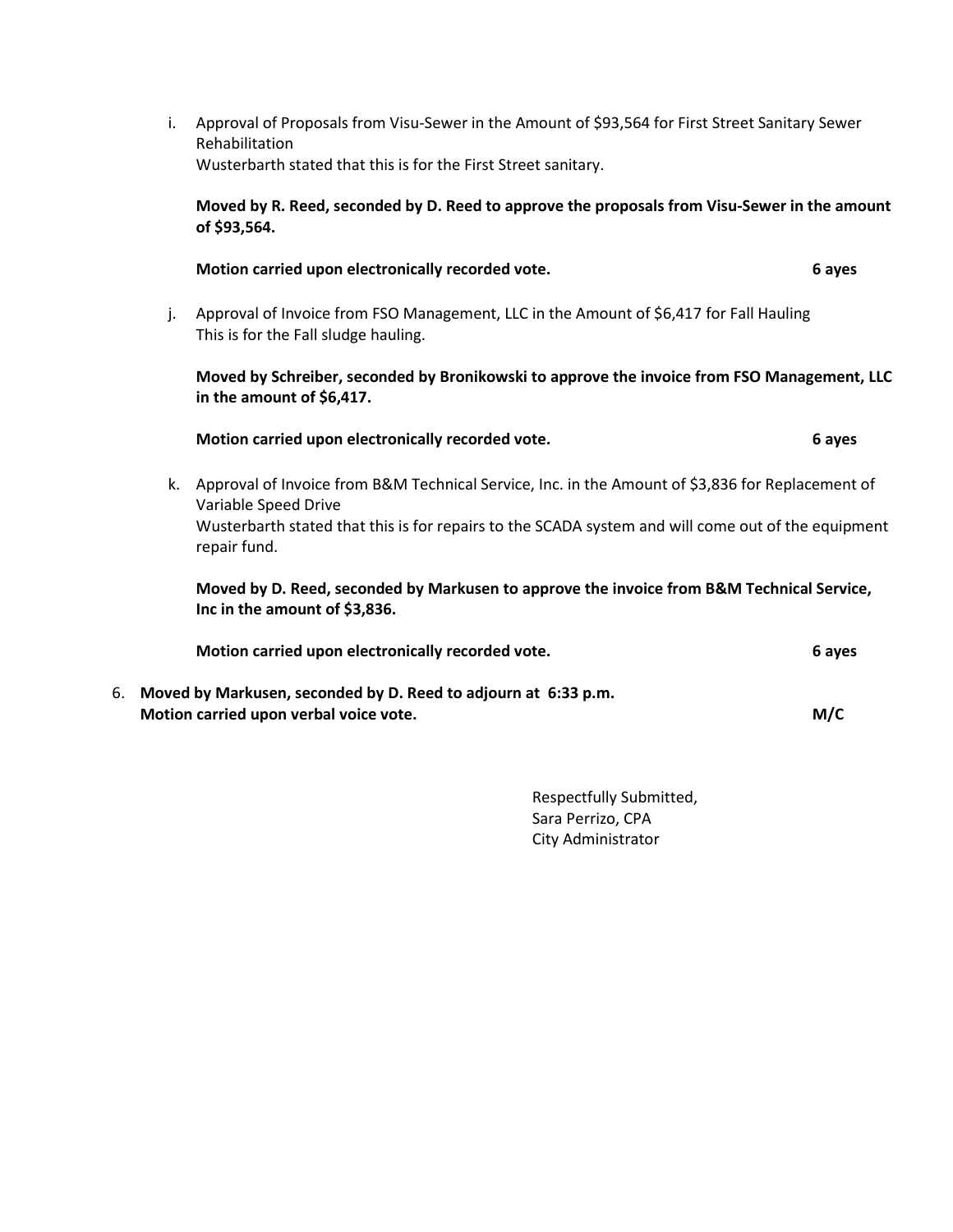i. Approval of Proposals from Visu-Sewer in the Amount of $93,564 for First Street Sanitary Sewer Rehabilitation
   Wusterbarth stated that this is for the First Street sanitary.

   **Moved by R. Reed, seconded by D. Reed to approve the proposals from Visu-Sewer in the amount of $93,564.**

   **Motion carried upon electronically recorded vote. 6 ayes**

j. Approval of Invoice from FSO Management, LLC in the Amount of $6,417 for Fall Hauling
   This is for the Fall sludge hauling.

   **Moved by Schreiber, seconded by Bronikowski to approve the invoice from FSO Management, LLC in the amount of $6,417.**

   **Motion carried upon electronically recorded vote. 6 ayes**

k. Approval of Invoice from B&M Technical Service, Inc. in the Amount of $3,836 for Replacement of Variable Speed Drive
   Wusterbarth stated that this is for repairs to the SCADA system and will come out of the equipment repair fund.

   **Moved by D. Reed, seconded by Markusen to approve the invoice from B&M Technical Service, Inc in the amount of $3,836.**

   **Motion carried upon electronically recorded vote. 6 ayes**

6. **Moved by Markusen, seconded by D. Reed to adjourn at 6:33 p.m.**
   **Motion carried upon verbal voice vote. M/C**

Respectfully Submitted,
Sara Perrizo, CPA
City Administrator